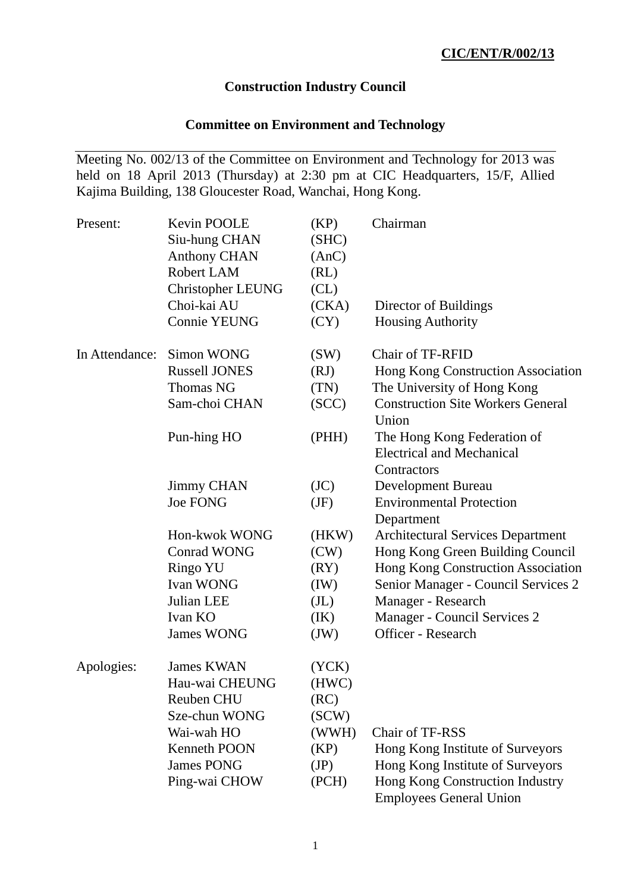**CIC/ENT/R/002/13**

# Construction Industry Council

## Committee on Environment and Technology

Meeting No. 002/13 of the Committee on Environment and Technology for 2013 was held on 18 April 2013 (Thursday) at 2:30 pm at CIC Headquarters, 15/F, Allied Kajima Building, 138 Gloucester Road, Wanchai, Hong Kong.

| | | | |
|---|---|---|---|
| Present: | Kevin POOLE | (KP) | Chairman |
| | Siu-hung CHAN | (SHC) | |
| | Anthony CHAN | (AnC) | |
| | Robert LAM | (RL) | |
| | Christopher LEUNG | (CL) | |
| | Choi-kai AU | (CKA) | Director of Buildings |
| | Connie YEUNG | (CY) | Housing Authority |
| In Attendance: | Simon WONG | (SW) | Chair of TF-RFID |
| | Russell JONES | (RJ) | Hong Kong Construction Association |
| | Thomas NG | (TN) | The University of Hong Kong |
| | Sam-choi CHAN | (SCC) | Construction Site Workers General Union |
| | Pun-hing HO | (PHH) | The Hong Kong Federation of Electrical and Mechanical Contractors |
| | Jimmy CHAN | (JC) | Development Bureau |
| | Joe FONG | (JF) | Environmental Protection Department |
| | Hon-kwok WONG | (HKW) | Architectural Services Department |
| | Conrad WONG | (CW) | Hong Kong Green Building Council |
| | Ringo YU | (RY) | Hong Kong Construction Association |
| | Ivan WONG | (IW) | Senior Manager - Council Services 2 |
| | Julian LEE | (JL) | Manager - Research |
| | Ivan KO | (IK) | Manager - Council Services 2 |
| | James WONG | (JW) | Officer - Research |
| Apologies: | James KWAN | (YCK) | |
| | Hau-wai CHEUNG | (HWC) | |
| | Reuben CHU | (RC) | |
| | Sze-chun WONG | (SCW) | |
| | Wai-wah HO | (WWH) | Chair of TF-RSS |
| | Kenneth POON | (KP) | Hong Kong Institute of Surveyors |
| | James PONG | (JP) | Hong Kong Institute of Surveyors |
| | Ping-wai CHOW | (PCH) | Hong Kong Construction Industry Employees General Union |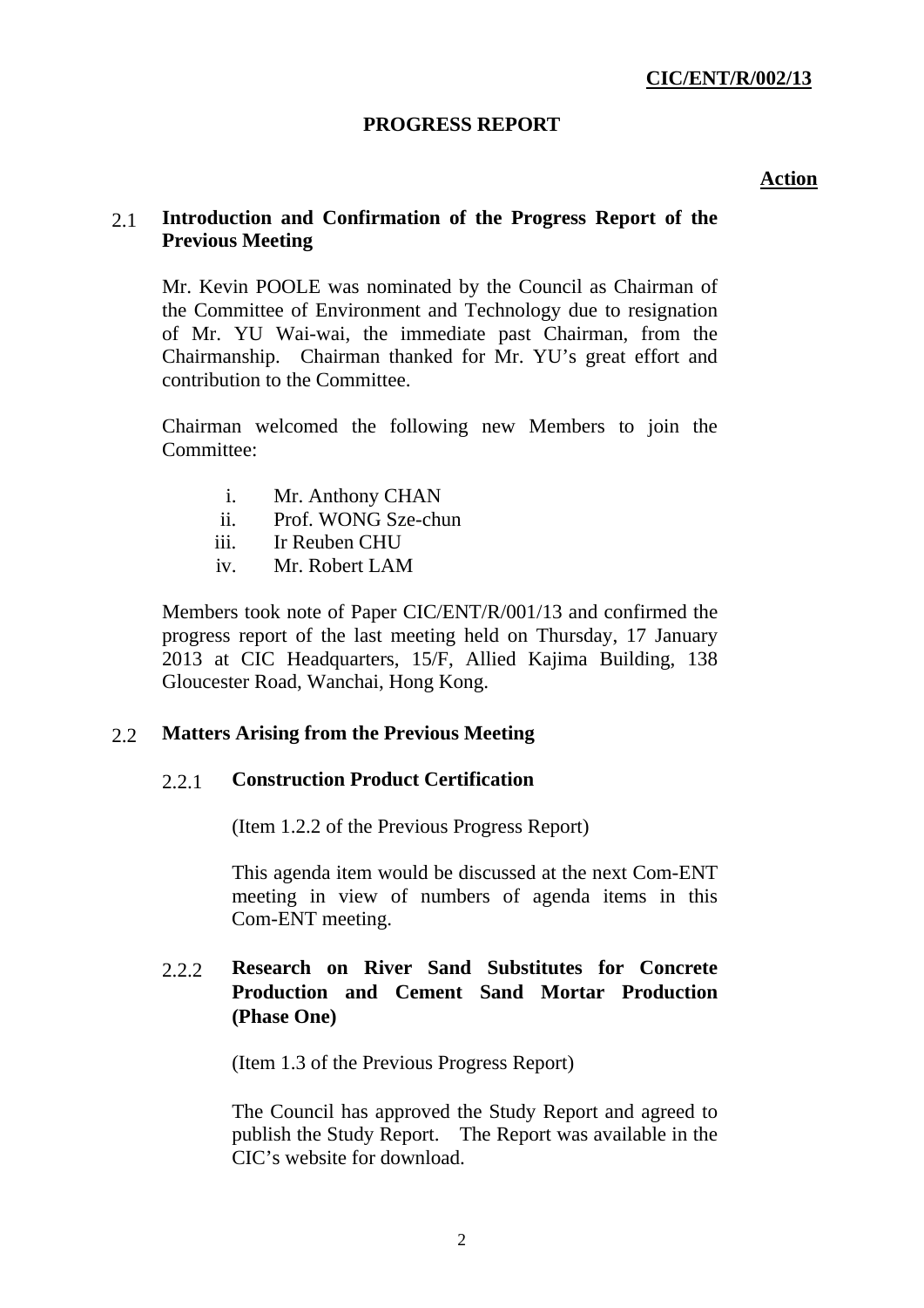**CIC/ENT/R/002/13**

**PROGRESS REPORT**

**Action**

## 2.1 Introduction and Confirmation of the Progress Report of the Previous Meeting

Mr. Kevin POOLE was nominated by the Council as Chairman of the Committee of Environment and Technology due to resignation of Mr. YU Wai-wai, the immediate past Chairman, from the Chairmanship. Chairman thanked for Mr. YU's great effort and contribution to the Committee.

Chairman welcomed the following new Members to join the Committee:

i. Mr. Anthony CHAN
ii. Prof. WONG Sze-chun
iii. Ir Reuben CHU
iv. Mr. Robert LAM

Members took note of Paper CIC/ENT/R/001/13 and confirmed the progress report of the last meeting held on Thursday, 17 January 2013 at CIC Headquarters, 15/F, Allied Kajima Building, 138 Gloucester Road, Wanchai, Hong Kong.

## 2.2 Matters Arising from the Previous Meeting

### 2.2.1 Construction Product Certification

(Item 1.2.2 of the Previous Progress Report)

This agenda item would be discussed at the next Com-ENT meeting in view of numbers of agenda items in this Com-ENT meeting.

### 2.2.2 Research on River Sand Substitutes for Concrete Production and Cement Sand Mortar Production (Phase One)

(Item 1.3 of the Previous Progress Report)

The Council has approved the Study Report and agreed to publish the Study Report. The Report was available in the CIC's website for download.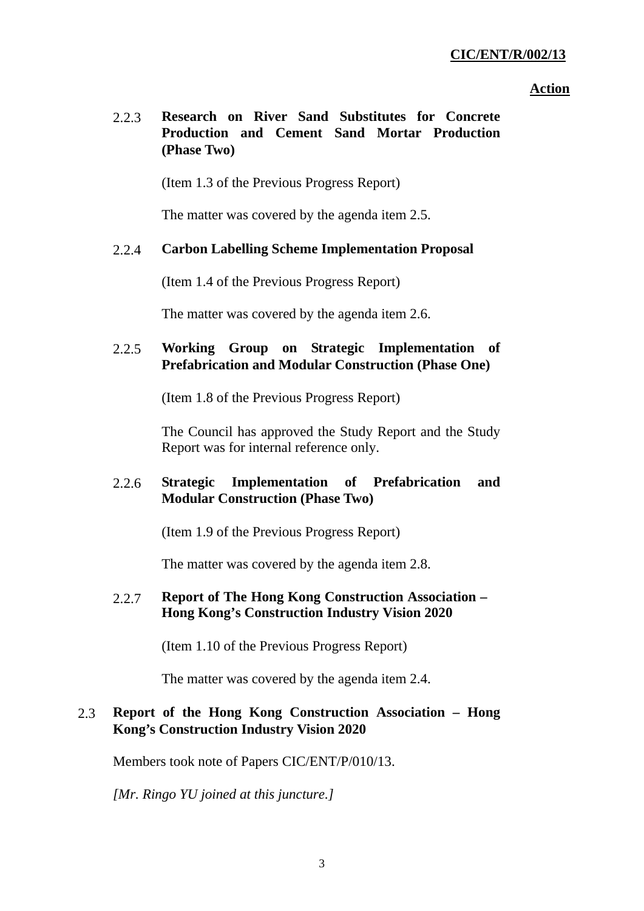**Action**

2.2.3 **Research on River Sand Substitutes for Concrete Production and Cement Sand Mortar Production (Phase Two)**

(Item 1.3 of the Previous Progress Report)

The matter was covered by the agenda item 2.5.

2.2.4 **Carbon Labelling Scheme Implementation Proposal**

(Item 1.4 of the Previous Progress Report)

The matter was covered by the agenda item 2.6.

2.2.5 **Working Group on Strategic Implementation of Prefabrication and Modular Construction (Phase One)**

(Item 1.8 of the Previous Progress Report)

The Council has approved the Study Report and the Study Report was for internal reference only.

2.2.6 **Strategic Implementation of Prefabrication and Modular Construction (Phase Two)**

(Item 1.9 of the Previous Progress Report)

The matter was covered by the agenda item 2.8.

2.2.7 **Report of The Hong Kong Construction Association – Hong Kong's Construction Industry Vision 2020**

(Item 1.10 of the Previous Progress Report)

The matter was covered by the agenda item 2.4.

2.3 **Report of the Hong Kong Construction Association – Hong Kong's Construction Industry Vision 2020**

Members took note of Papers CIC/ENT/P/010/13.

*[Mr. Ringo YU joined at this juncture.]*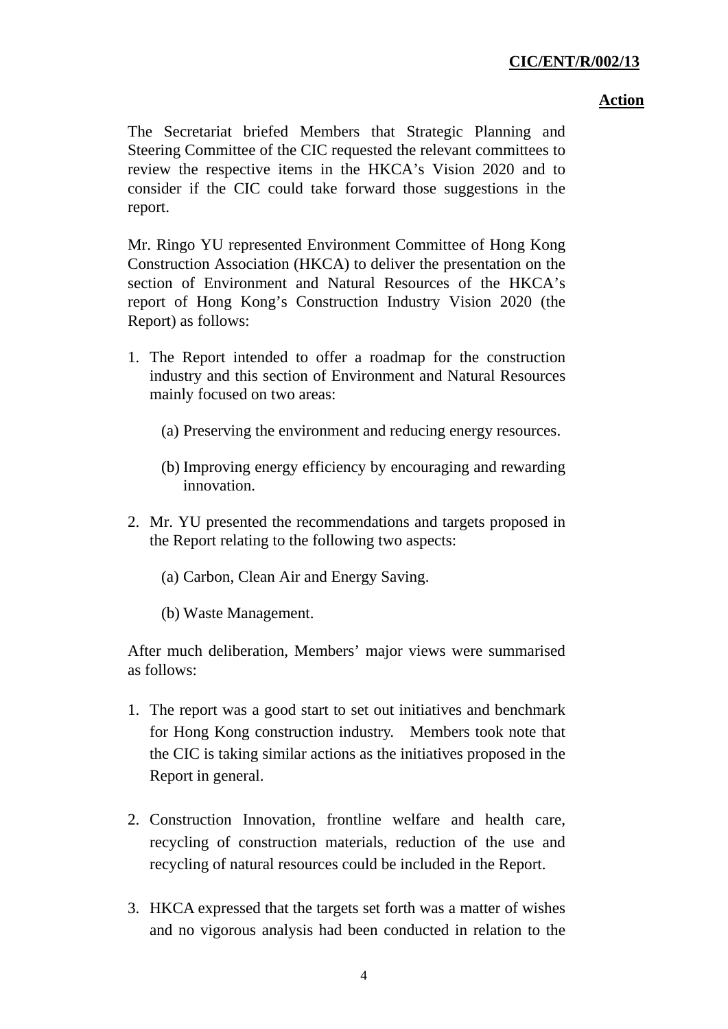**Action**

The Secretariat briefed Members that Strategic Planning and Steering Committee of the CIC requested the relevant committees to review the respective items in the HKCA's Vision 2020 and to consider if the CIC could take forward those suggestions in the report.

Mr. Ringo YU represented Environment Committee of Hong Kong Construction Association (HKCA) to deliver the presentation on the section of Environment and Natural Resources of the HKCA's report of Hong Kong's Construction Industry Vision 2020 (the Report) as follows:

1. The Report intended to offer a roadmap for the construction industry and this section of Environment and Natural Resources mainly focused on two areas:

   (a) Preserving the environment and reducing energy resources.

   (b) Improving energy efficiency by encouraging and rewarding innovation.

2. Mr. YU presented the recommendations and targets proposed in the Report relating to the following two aspects:

   (a) Carbon, Clean Air and Energy Saving.

   (b) Waste Management.

After much deliberation, Members' major views were summarised as follows:

1. The report was a good start to set out initiatives and benchmark for Hong Kong construction industry. Members took note that the CIC is taking similar actions as the initiatives proposed in the Report in general.

2. Construction Innovation, frontline welfare and health care, recycling of construction materials, reduction of the use and recycling of natural resources could be included in the Report.

3. HKCA expressed that the targets set forth was a matter of wishes and no vigorous analysis had been conducted in relation to the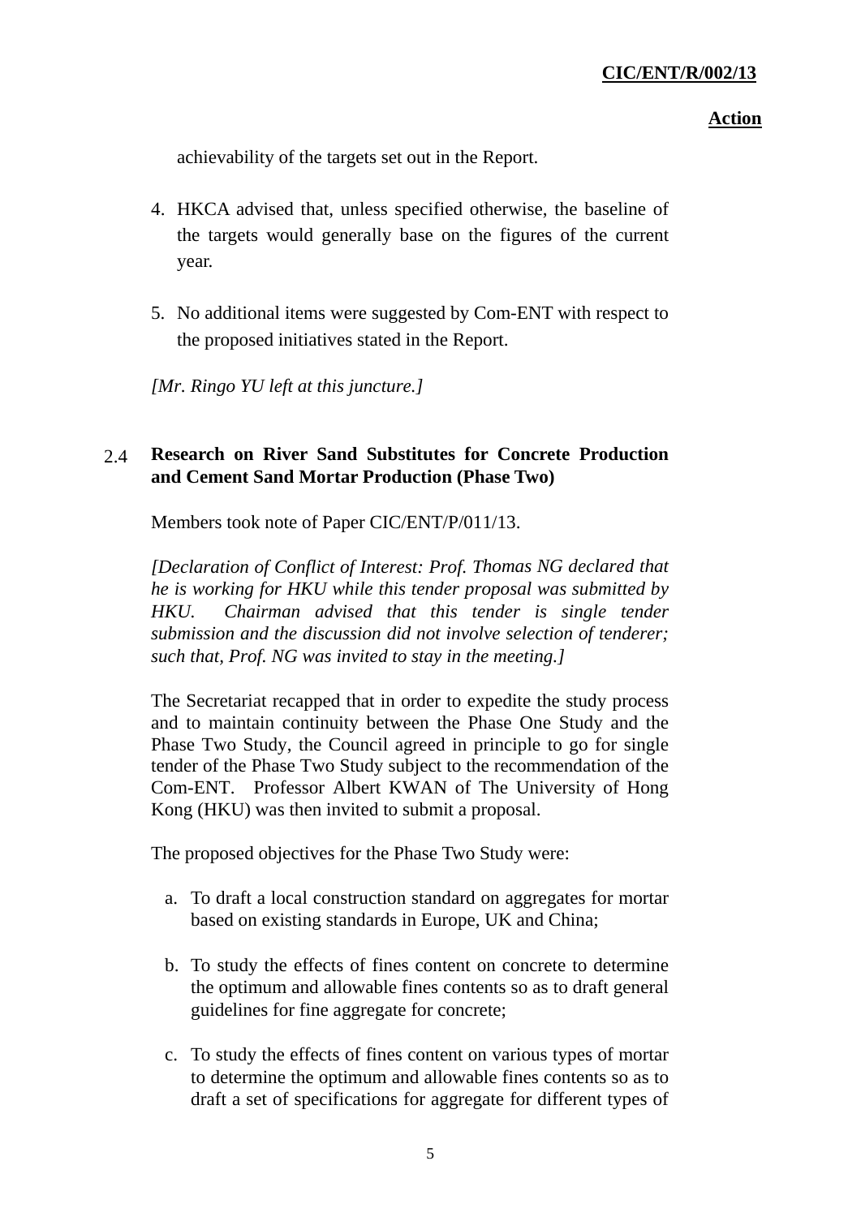achievability of the targets set out in the Report.

4. HKCA advised that, unless specified otherwise, the baseline of the targets would generally base on the figures of the current year.

5. No additional items were suggested by Com-ENT with respect to the proposed initiatives stated in the Report.

*[Mr. Ringo YU left at this juncture.]*

2.4 **Research on River Sand Substitutes for Concrete Production and Cement Sand Mortar Production (Phase Two)**

Members took note of Paper CIC/ENT/P/011/13.

*[Declaration of Conflict of Interest: Prof. Thomas NG declared that he is working for HKU while this tender proposal was submitted by HKU. Chairman advised that this tender is single tender submission and the discussion did not involve selection of tenderer; such that, Prof. NG was invited to stay in the meeting.]*

The Secretariat recapped that in order to expedite the study process and to maintain continuity between the Phase One Study and the Phase Two Study, the Council agreed in principle to go for single tender of the Phase Two Study subject to the recommendation of the Com-ENT. Professor Albert KWAN of The University of Hong Kong (HKU) was then invited to submit a proposal.

The proposed objectives for the Phase Two Study were:

a. To draft a local construction standard on aggregates for mortar based on existing standards in Europe, UK and China;

b. To study the effects of fines content on concrete to determine the optimum and allowable fines contents so as to draft general guidelines for fine aggregate for concrete;

c. To study the effects of fines content on various types of mortar to determine the optimum and allowable fines contents so as to draft a set of specifications for aggregate for different types of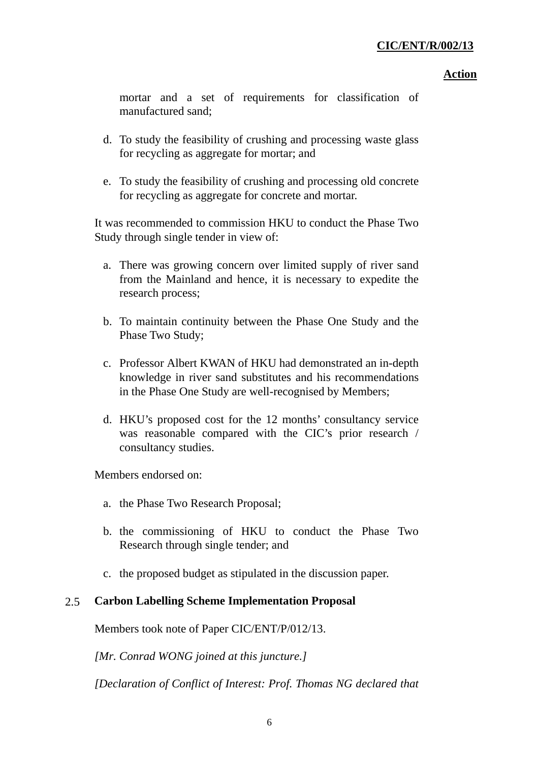**Action**

mortar and a set of requirements for classification of manufactured sand;

d. To study the feasibility of crushing and processing waste glass for recycling as aggregate for mortar; and

e. To study the feasibility of crushing and processing old concrete for recycling as aggregate for concrete and mortar.

It was recommended to commission HKU to conduct the Phase Two Study through single tender in view of:

a. There was growing concern over limited supply of river sand from the Mainland and hence, it is necessary to expedite the research process;

b. To maintain continuity between the Phase One Study and the Phase Two Study;

c. Professor Albert KWAN of HKU had demonstrated an in-depth knowledge in river sand substitutes and his recommendations in the Phase One Study are well-recognised by Members;

d. HKU's proposed cost for the 12 months' consultancy service was reasonable compared with the CIC's prior research / consultancy studies.

Members endorsed on:

a. the Phase Two Research Proposal;

b. the commissioning of HKU to conduct the Phase Two Research through single tender; and

c. the proposed budget as stipulated in the discussion paper.

2.5 **Carbon Labelling Scheme Implementation Proposal**

Members took note of Paper CIC/ENT/P/012/13.

*[Mr. Conrad WONG joined at this juncture.]*

*[Declaration of Conflict of Interest: Prof. Thomas NG declared that*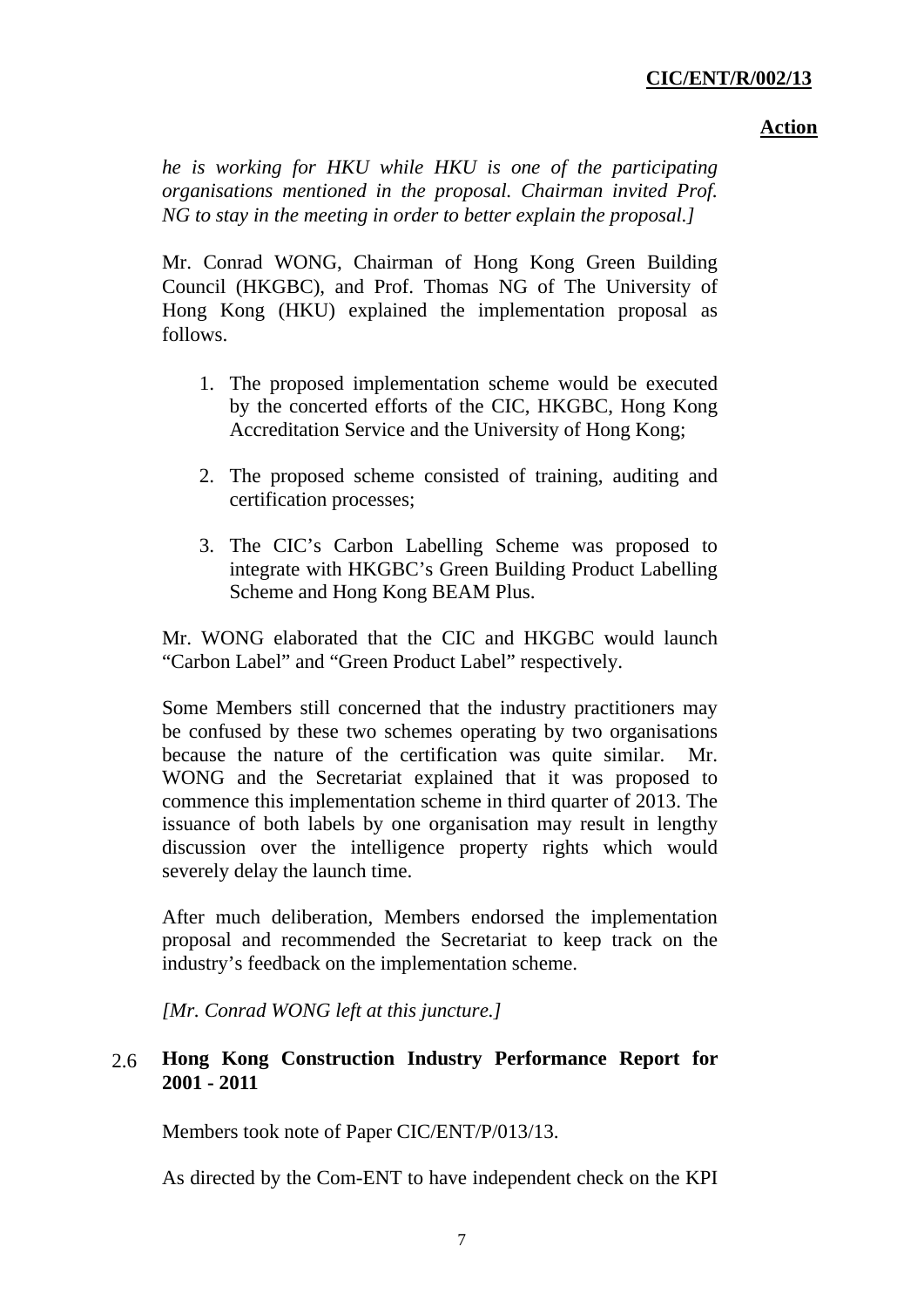**Action**

*he is working for HKU while HKU is one of the participating organisations mentioned in the proposal. Chairman invited Prof. NG to stay in the meeting in order to better explain the proposal.]*

Mr. Conrad WONG, Chairman of Hong Kong Green Building Council (HKGBC), and Prof. Thomas NG of The University of Hong Kong (HKU) explained the implementation proposal as follows.

1. The proposed implementation scheme would be executed by the concerted efforts of the CIC, HKGBC, Hong Kong Accreditation Service and the University of Hong Kong;
2. The proposed scheme consisted of training, auditing and certification processes;
3. The CIC's Carbon Labelling Scheme was proposed to integrate with HKGBC's Green Building Product Labelling Scheme and Hong Kong BEAM Plus.

Mr. WONG elaborated that the CIC and HKGBC would launch "Carbon Label" and "Green Product Label" respectively.

Some Members still concerned that the industry practitioners may be confused by these two schemes operating by two organisations because the nature of the certification was quite similar. Mr. WONG and the Secretariat explained that it was proposed to commence this implementation scheme in third quarter of 2013. The issuance of both labels by one organisation may result in lengthy discussion over the intelligence property rights which would severely delay the launch time.

After much deliberation, Members endorsed the implementation proposal and recommended the Secretariat to keep track on the industry's feedback on the implementation scheme.

*[Mr. Conrad WONG left at this juncture.]*

## 2.6 Hong Kong Construction Industry Performance Report for 2001 - 2011

Members took note of Paper CIC/ENT/P/013/13.

As directed by the Com-ENT to have independent check on the KPI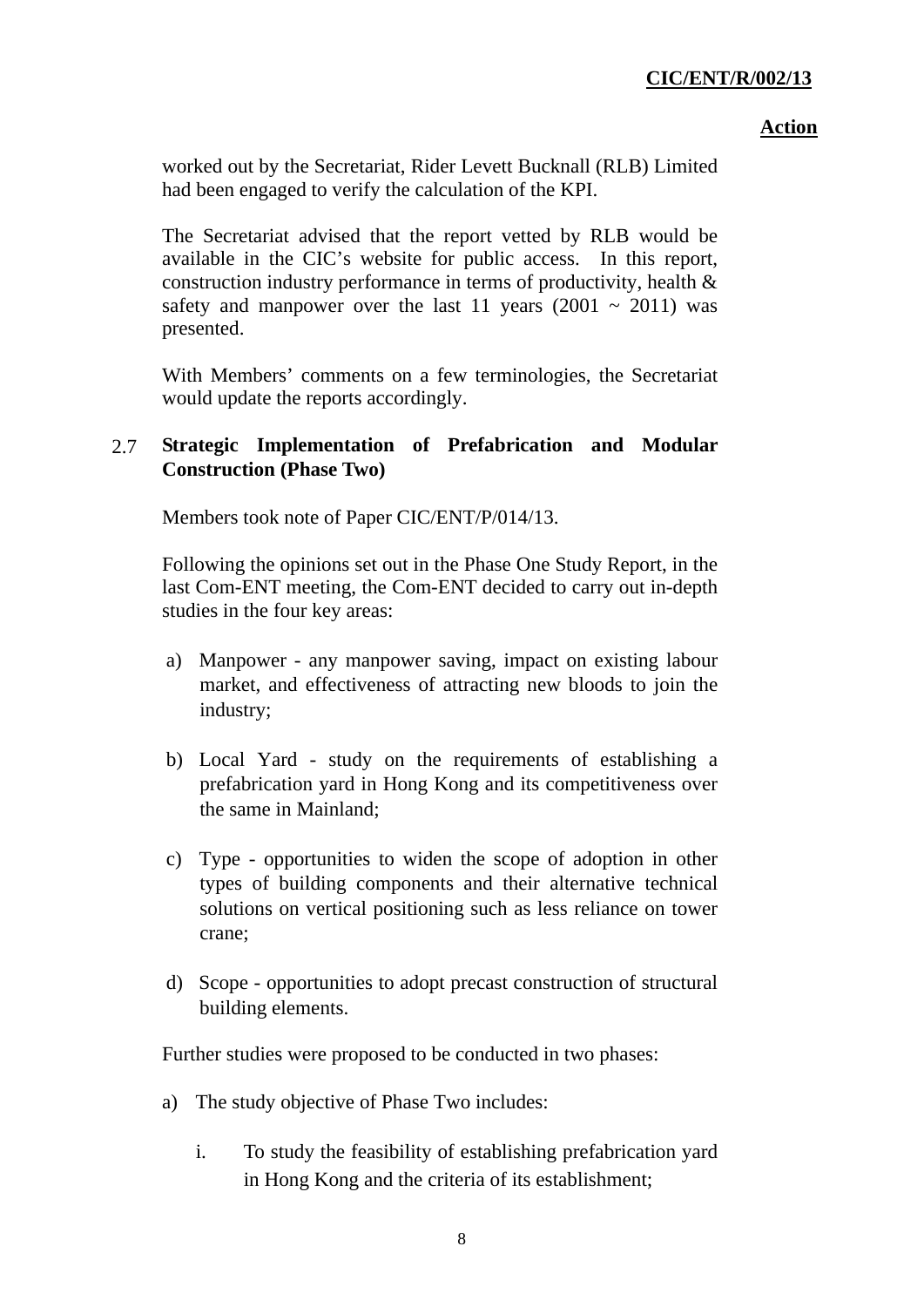worked out by the Secretariat, Rider Levett Bucknall (RLB) Limited had been engaged to verify the calculation of the KPI.

The Secretariat advised that the report vetted by RLB would be available in the CIC's website for public access. In this report, construction industry performance in terms of productivity, health & safety and manpower over the last 11 years (2001 ~ 2011) was presented.

With Members' comments on a few terminologies, the Secretariat would update the reports accordingly.

2.7 **Strategic Implementation of Prefabrication and Modular Construction (Phase Two)**

Members took note of Paper CIC/ENT/P/014/13.

Following the opinions set out in the Phase One Study Report, in the last Com-ENT meeting, the Com-ENT decided to carry out in-depth studies in the four key areas:

a) Manpower - any manpower saving, impact on existing labour market, and effectiveness of attracting new bloods to join the industry;

b) Local Yard - study on the requirements of establishing a prefabrication yard in Hong Kong and its competitiveness over the same in Mainland;

c) Type - opportunities to widen the scope of adoption in other types of building components and their alternative technical solutions on vertical positioning such as less reliance on tower crane;

d) Scope - opportunities to adopt precast construction of structural building elements.

Further studies were proposed to be conducted in two phases:

a) The study objective of Phase Two includes:

   i. To study the feasibility of establishing prefabrication yard in Hong Kong and the criteria of its establishment;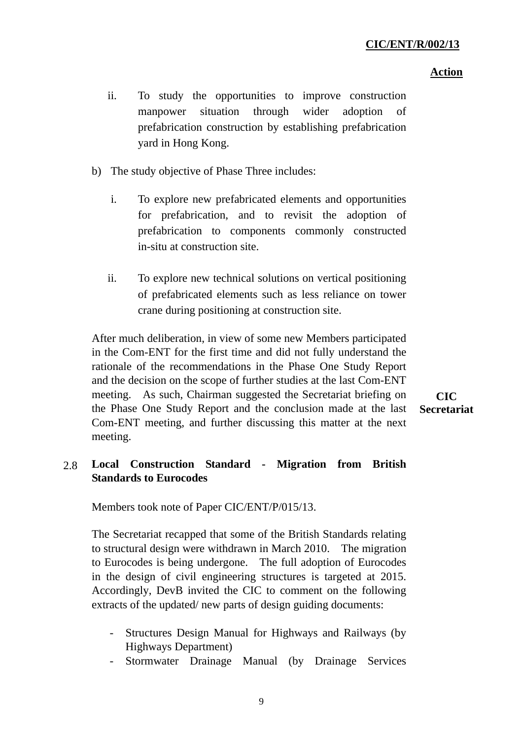**Action**

ii. To study the opportunities to improve construction manpower situation through wider adoption of prefabrication construction by establishing prefabrication yard in Hong Kong.

b) The study objective of Phase Three includes:

i. To explore new prefabricated elements and opportunities for prefabrication, and to revisit the adoption of prefabrication to components commonly constructed in-situ at construction site.

ii. To explore new technical solutions on vertical positioning of prefabricated elements such as less reliance on tower crane during positioning at construction site.

After much deliberation, in view of some new Members participated in the Com-ENT for the first time and did not fully understand the rationale of the recommendations in the Phase One Study Report and the decision on the scope of further studies at the last Com-ENT meeting. As such, Chairman suggested the Secretariat briefing on the Phase One Study Report and the conclusion made at the last Com-ENT meeting, and further discussing this matter at the next meeting. **CIC Secretariat**

2.8 **Local Construction Standard - Migration from British Standards to Eurocodes**

Members took note of Paper CIC/ENT/P/015/13.

The Secretariat recapped that some of the British Standards relating to structural design were withdrawn in March 2010. The migration to Eurocodes is being undergone. The full adoption of Eurocodes in the design of civil engineering structures is targeted at 2015. Accordingly, DevB invited the CIC to comment on the following extracts of the updated/ new parts of design guiding documents:

- Structures Design Manual for Highways and Railways (by Highways Department)
- Stormwater Drainage Manual (by Drainage Services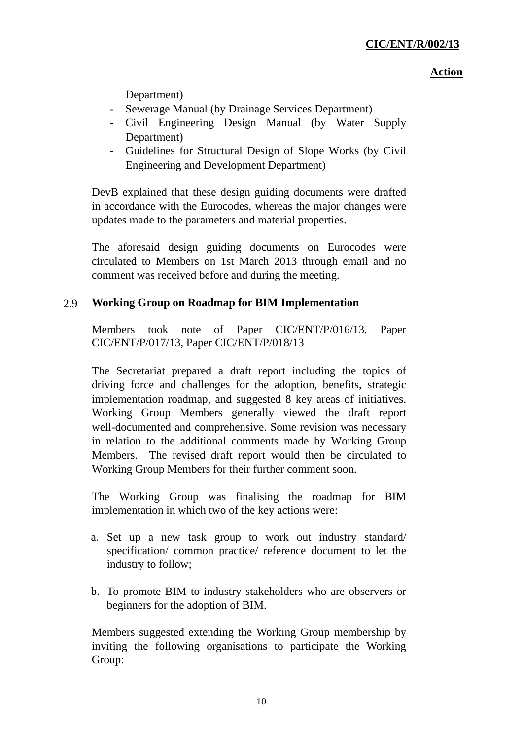Department)

- Sewerage Manual (by Drainage Services Department)
- Civil Engineering Design Manual (by Water Supply Department)
- Guidelines for Structural Design of Slope Works (by Civil Engineering and Development Department)

DevB explained that these design guiding documents were drafted in accordance with the Eurocodes, whereas the major changes were updates made to the parameters and material properties.

The aforesaid design guiding documents on Eurocodes were circulated to Members on 1st March 2013 through email and no comment was received before and during the meeting.

**2.9 Working Group on Roadmap for BIM Implementation**

Members took note of Paper CIC/ENT/P/016/13, Paper CIC/ENT/P/017/13, Paper CIC/ENT/P/018/13

The Secretariat prepared a draft report including the topics of driving force and challenges for the adoption, benefits, strategic implementation roadmap, and suggested 8 key areas of initiatives. Working Group Members generally viewed the draft report well-documented and comprehensive. Some revision was necessary in relation to the additional comments made by Working Group Members. The revised draft report would then be circulated to Working Group Members for their further comment soon.

The Working Group was finalising the roadmap for BIM implementation in which two of the key actions were:

a. Set up a new task group to work out industry standard/ specification/ common practice/ reference document to let the industry to follow;

b. To promote BIM to industry stakeholders who are observers or beginners for the adoption of BIM.

Members suggested extending the Working Group membership by inviting the following organisations to participate the Working Group: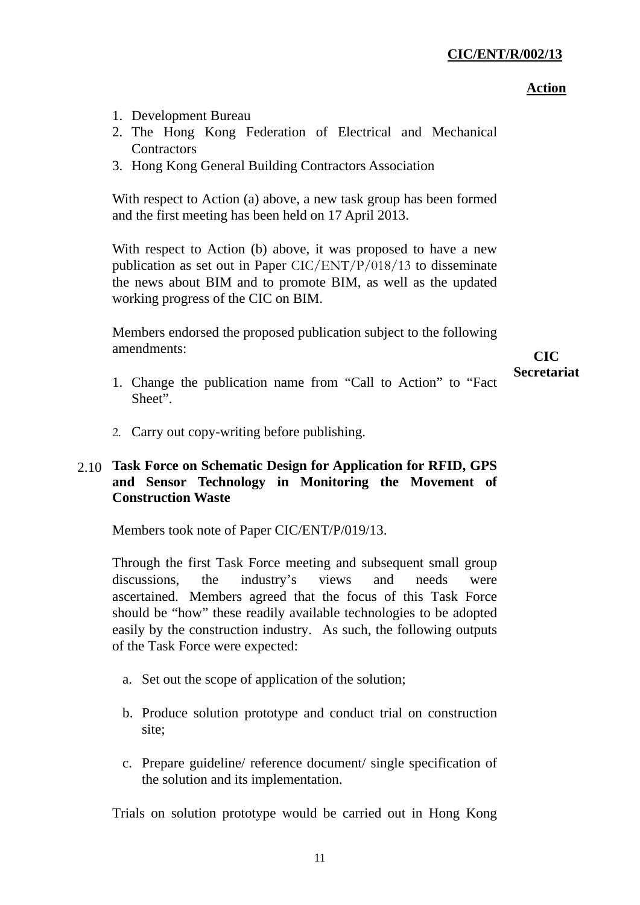**Action**

1. Development Bureau
2. The Hong Kong Federation of Electrical and Mechanical Contractors
3. Hong Kong General Building Contractors Association

With respect to Action (a) above, a new task group has been formed and the first meeting has been held on 17 April 2013.

With respect to Action (b) above, it was proposed to have a new publication as set out in Paper CIC/ENT/P/018/13 to disseminate the news about BIM and to promote BIM, as well as the updated working progress of the CIC on BIM.

Members endorsed the proposed publication subject to the following amendments:

**CIC Secretariat**

1. Change the publication name from "Call to Action" to "Fact Sheet".
2. Carry out copy-writing before publishing.

2.10 **Task Force on Schematic Design for Application for RFID, GPS and Sensor Technology in Monitoring the Movement of Construction Waste**

Members took note of Paper CIC/ENT/P/019/13.

Through the first Task Force meeting and subsequent small group discussions, the industry's views and needs were ascertained. Members agreed that the focus of this Task Force should be "how" these readily available technologies to be adopted easily by the construction industry. As such, the following outputs of the Task Force were expected:

a. Set out the scope of application of the solution;

b. Produce solution prototype and conduct trial on construction site;

c. Prepare guideline/ reference document/ single specification of the solution and its implementation.

Trials on solution prototype would be carried out in Hong Kong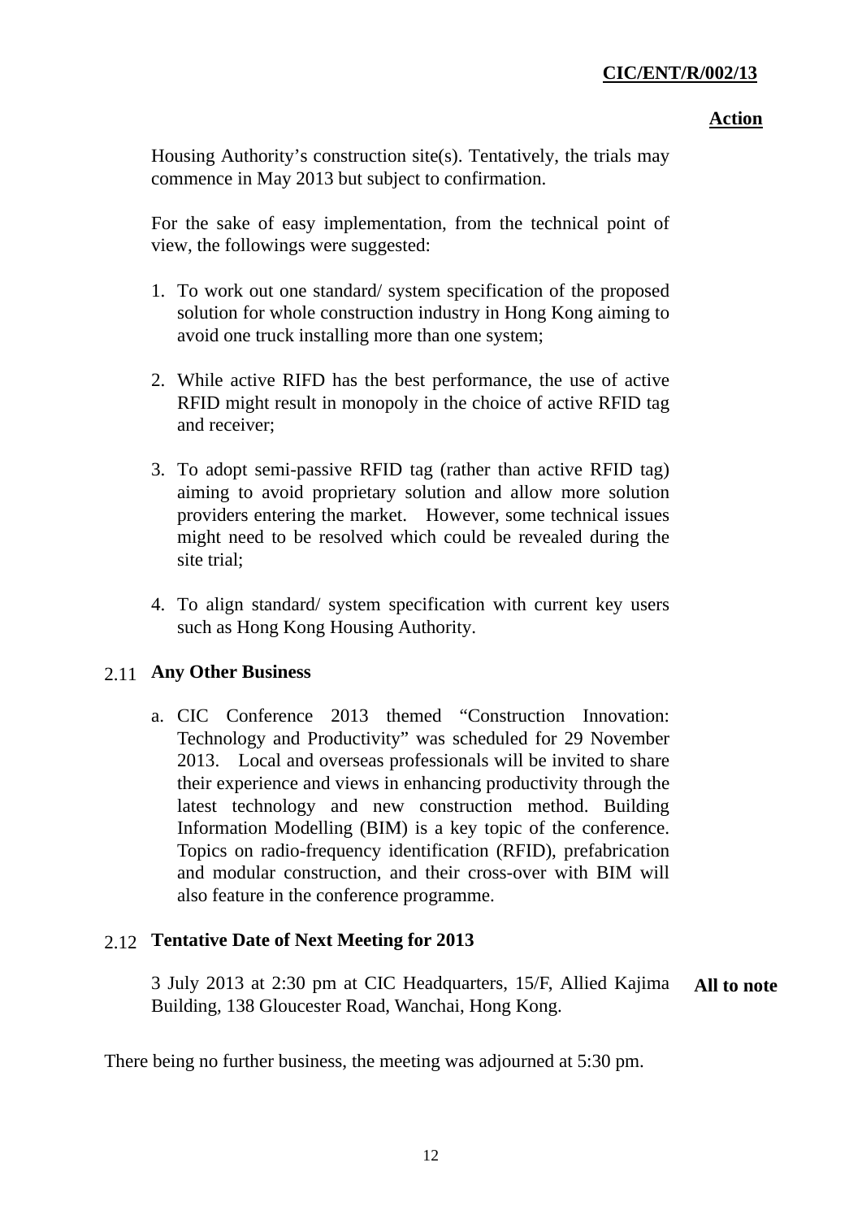**Action**

Housing Authority's construction site(s). Tentatively, the trials may commence in May 2013 but subject to confirmation.

For the sake of easy implementation, from the technical point of view, the followings were suggested:

1. To work out one standard/ system specification of the proposed solution for whole construction industry in Hong Kong aiming to avoid one truck installing more than one system;

2. While active RIFD has the best performance, the use of active RFID might result in monopoly in the choice of active RFID tag and receiver;

3. To adopt semi-passive RFID tag (rather than active RFID tag) aiming to avoid proprietary solution and allow more solution providers entering the market. However, some technical issues might need to be resolved which could be revealed during the site trial;

4. To align standard/ system specification with current key users such as Hong Kong Housing Authority.

## 2.11 Any Other Business

a. CIC Conference 2013 themed "Construction Innovation: Technology and Productivity" was scheduled for 29 November 2013. Local and overseas professionals will be invited to share their experience and views in enhancing productivity through the latest technology and new construction method. Building Information Modelling (BIM) is a key topic of the conference. Topics on radio-frequency identification (RFID), prefabrication and modular construction, and their cross-over with BIM will also feature in the conference programme.

## 2.12 Tentative Date of Next Meeting for 2013

3 July 2013 at 2:30 pm at CIC Headquarters, 15/F, Allied Kajima Building, 138 Gloucester Road, Wanchai, Hong Kong. **All to note**

There being no further business, the meeting was adjourned at 5:30 pm.